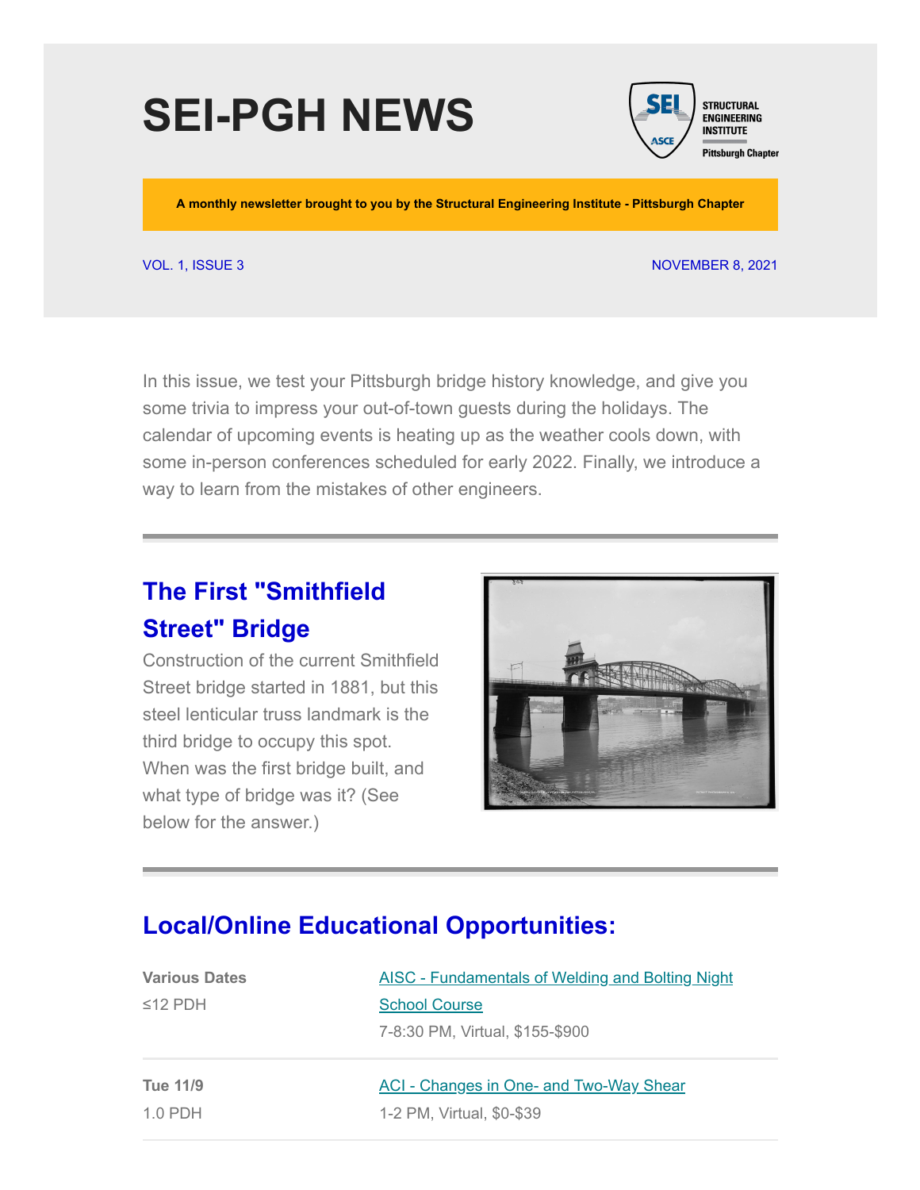# SEI-PGH NEWS

STRUCTURAL ENGINEERING INSTITUTE
Pittsburgh Chapter

**A monthly newsletter brought to you by the Structural Engineering Institute - Pittsburgh Chapter**

VOL. 1, ISSUE 3

NOVEMBER 8, 2021

In this issue, we test your Pittsburgh bridge history knowledge, and give you some trivia to impress your out-of-town guests during the holidays. The calendar of upcoming events is heating up as the weather cools down, with some in-person conferences scheduled for early 2022. Finally, we introduce a way to learn from the mistakes of other engineers.

---

## The First "Smithfield Street" Bridge

Construction of the current Smithfield Street bridge started in 1881, but this steel lenticular truss landmark is the third bridge to occupy this spot. When was the first bridge built, and what type of bridge was it? (See below for the answer.)

---

## Local/Online Educational Opportunities:

| | |
|---|---|
| **Various Dates**<br>≤12 PDH | AISC - Fundamentals of Welding and Bolting Night School Course<br>7-8:30 PM, Virtual, $155-$900 |
| **Tue 11/9**<br>1.0 PDH | ACI - Changes in One- and Two-Way Shear<br>1-2 PM, Virtual, $0-$39 |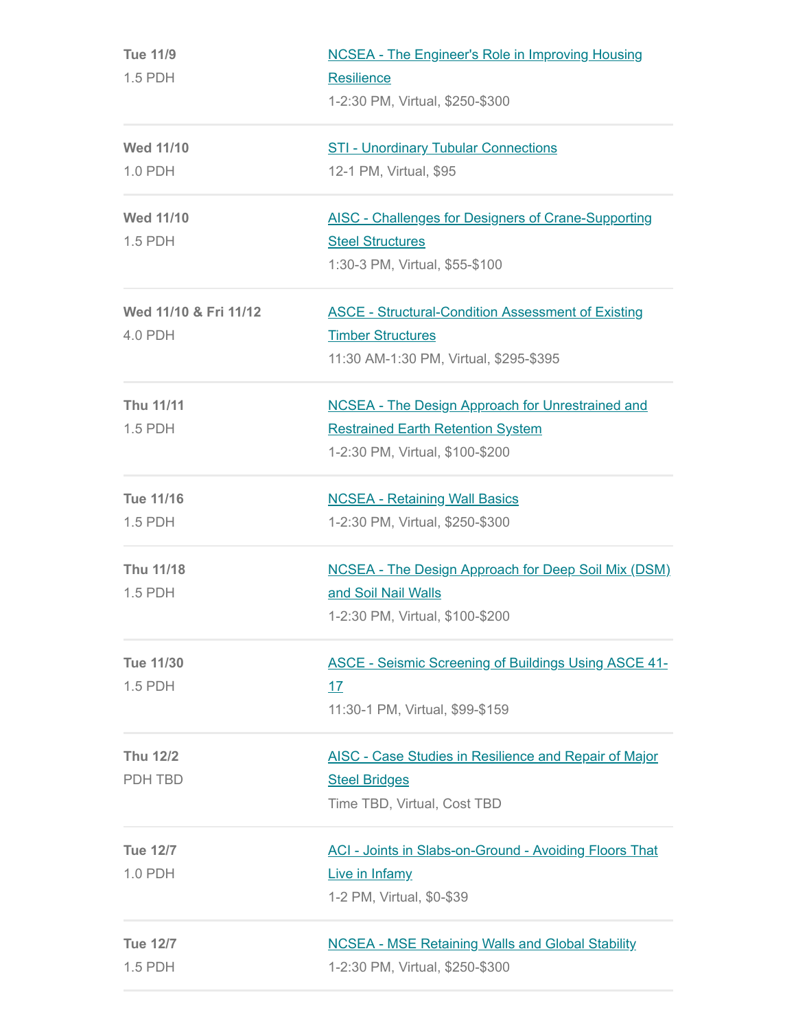| | |
|---|---|
| **Tue 11/9**<br>1.5 PDH | NCSEA - The Engineer's Role in Improving Housing Resilience<br>1-2:30 PM, Virtual, $250-$300 |
| **Wed 11/10**<br>1.0 PDH | STI - Unordinary Tubular Connections<br>12-1 PM, Virtual, $95 |
| **Wed 11/10**<br>1.5 PDH | AISC - Challenges for Designers of Crane-Supporting Steel Structures<br>1:30-3 PM, Virtual, $55-$100 |
| **Wed 11/10 & Fri 11/12**<br>4.0 PDH | ASCE - Structural-Condition Assessment of Existing Timber Structures<br>11:30 AM-1:30 PM, Virtual, $295-$395 |
| **Thu 11/11**<br>1.5 PDH | NCSEA - The Design Approach for Unrestrained and Restrained Earth Retention System<br>1-2:30 PM, Virtual, $100-$200 |
| **Tue 11/16**<br>1.5 PDH | NCSEA - Retaining Wall Basics<br>1-2:30 PM, Virtual, $250-$300 |
| **Thu 11/18**<br>1.5 PDH | NCSEA - The Design Approach for Deep Soil Mix (DSM) and Soil Nail Walls<br>1-2:30 PM, Virtual, $100-$200 |
| **Tue 11/30**<br>1.5 PDH | ASCE - Seismic Screening of Buildings Using ASCE 41-17<br>11:30-1 PM, Virtual, $99-$159 |
| **Thu 12/2**<br>PDH TBD | AISC - Case Studies in Resilience and Repair of Major Steel Bridges<br>Time TBD, Virtual, Cost TBD |
| **Tue 12/7**<br>1.0 PDH | ACI - Joints in Slabs-on-Ground - Avoiding Floors That Live in Infamy<br>1-2 PM, Virtual, $0-$39 |
| **Tue 12/7**<br>1.5 PDH | NCSEA - MSE Retaining Walls and Global Stability<br>1-2:30 PM, Virtual, $250-$300 |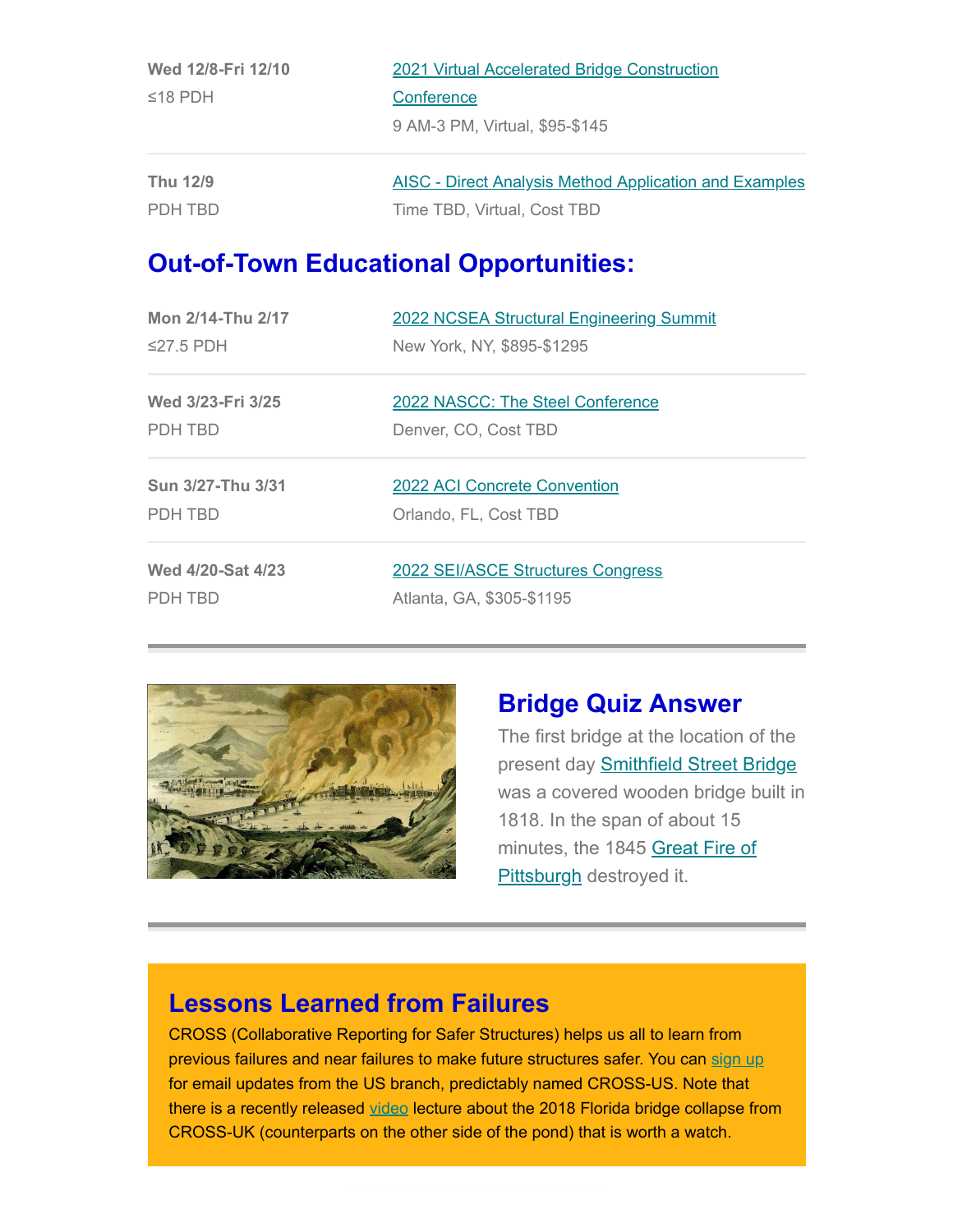| | |
|---|---|
| **Wed 12/8-Fri 12/10**<br>≤18 PDH | 2021 Virtual Accelerated Bridge Construction Conference<br>9 AM-3 PM, Virtual, $95-$145 |
| **Thu 12/9**<br>PDH TBD | AISC - Direct Analysis Method Application and Examples<br>Time TBD, Virtual, Cost TBD |

## Out-of-Town Educational Opportunities:

| | |
|---|---|
| **Mon 2/14-Thu 2/17**<br>≤27.5 PDH | 2022 NCSEA Structural Engineering Summit<br>New York, NY, $895-$1295 |
| **Wed 3/23-Fri 3/25**<br>PDH TBD | 2022 NASCC: The Steel Conference<br>Denver, CO, Cost TBD |
| **Sun 3/27-Thu 3/31**<br>PDH TBD | 2022 ACI Concrete Convention<br>Orlando, FL, Cost TBD |
| **Wed 4/20-Sat 4/23**<br>PDH TBD | 2022 SEI/ASCE Structures Congress<br>Atlanta, GA, $305-$1195 |

## Bridge Quiz Answer

The first bridge at the location of the present day Smithfield Street Bridge was a covered wooden bridge built in 1818. In the span of about 15 minutes, the 1845 Great Fire of Pittsburgh destroyed it.

## Lessons Learned from Failures

CROSS (Collaborative Reporting for Safer Structures) helps us all to learn from previous failures and near failures to make future structures safer. You can sign up for email updates from the US branch, predictably named CROSS-US. Note that there is a recently released video lecture about the 2018 Florida bridge collapse from CROSS-UK (counterparts on the other side of the pond) that is worth a watch.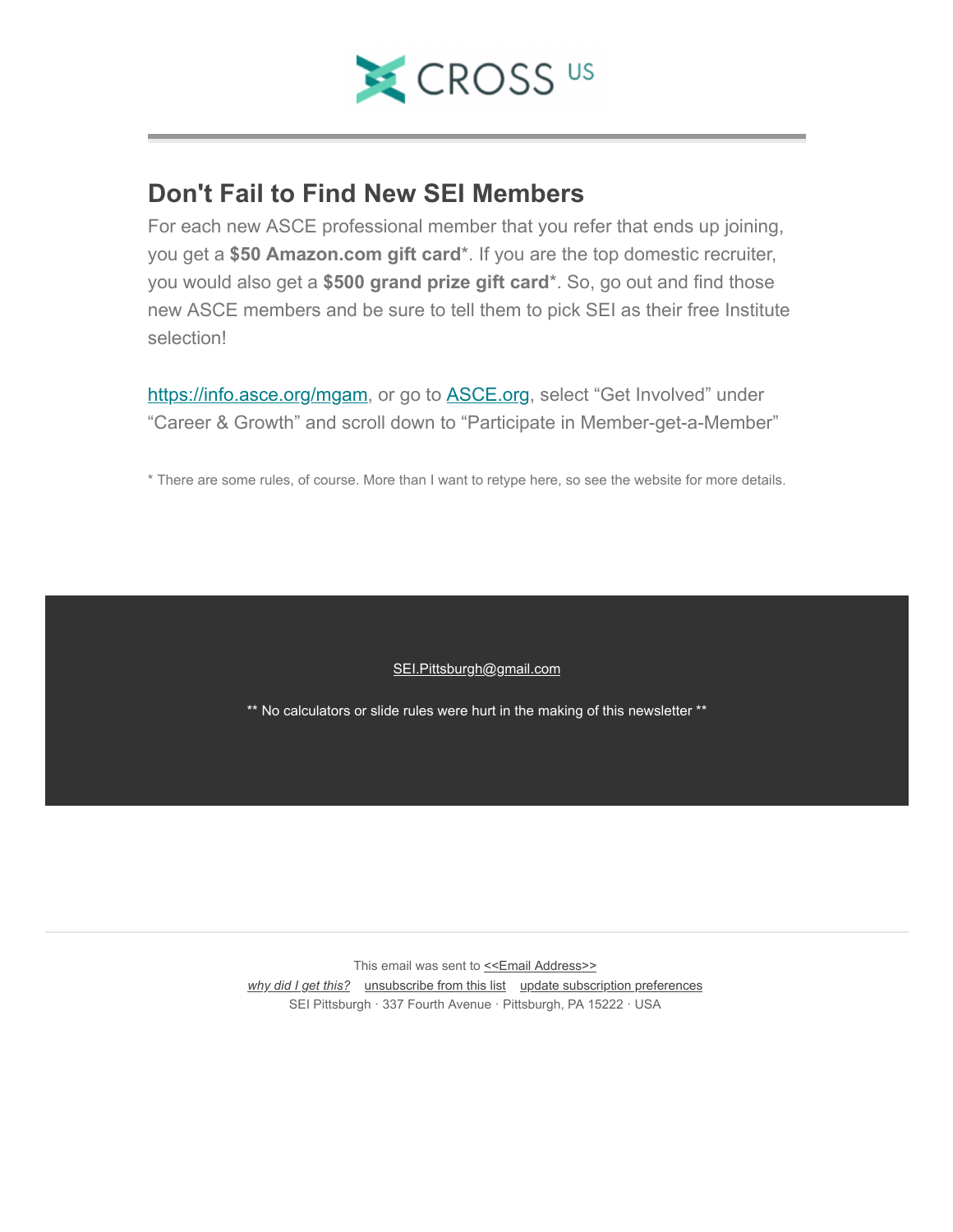CROSS US

## Don't Fail to Find New SEI Members

For each new ASCE professional member that you refer that ends up joining, you get a **$50 Amazon.com gift card***. If you are the top domestic recruiter, you would also get a **$500 grand prize gift card***. So, go out and find those new ASCE members and be sure to tell them to pick SEI as their free Institute selection!

https://info.asce.org/mgam, or go to ASCE.org, select “Get Involved” under “Career & Growth” and scroll down to “Participate in Member-get-a-Member”

* There are some rules, of course. More than I want to retype here, so see the website for more details.

SEI.Pittsburgh@gmail.com

** No calculators or slide rules were hurt in the making of this newsletter **

This email was sent to <<Email Address>>

*why did I get this?* unsubscribe from this list update subscription preferences

SEI Pittsburgh · 337 Fourth Avenue · Pittsburgh, PA 15222 · USA